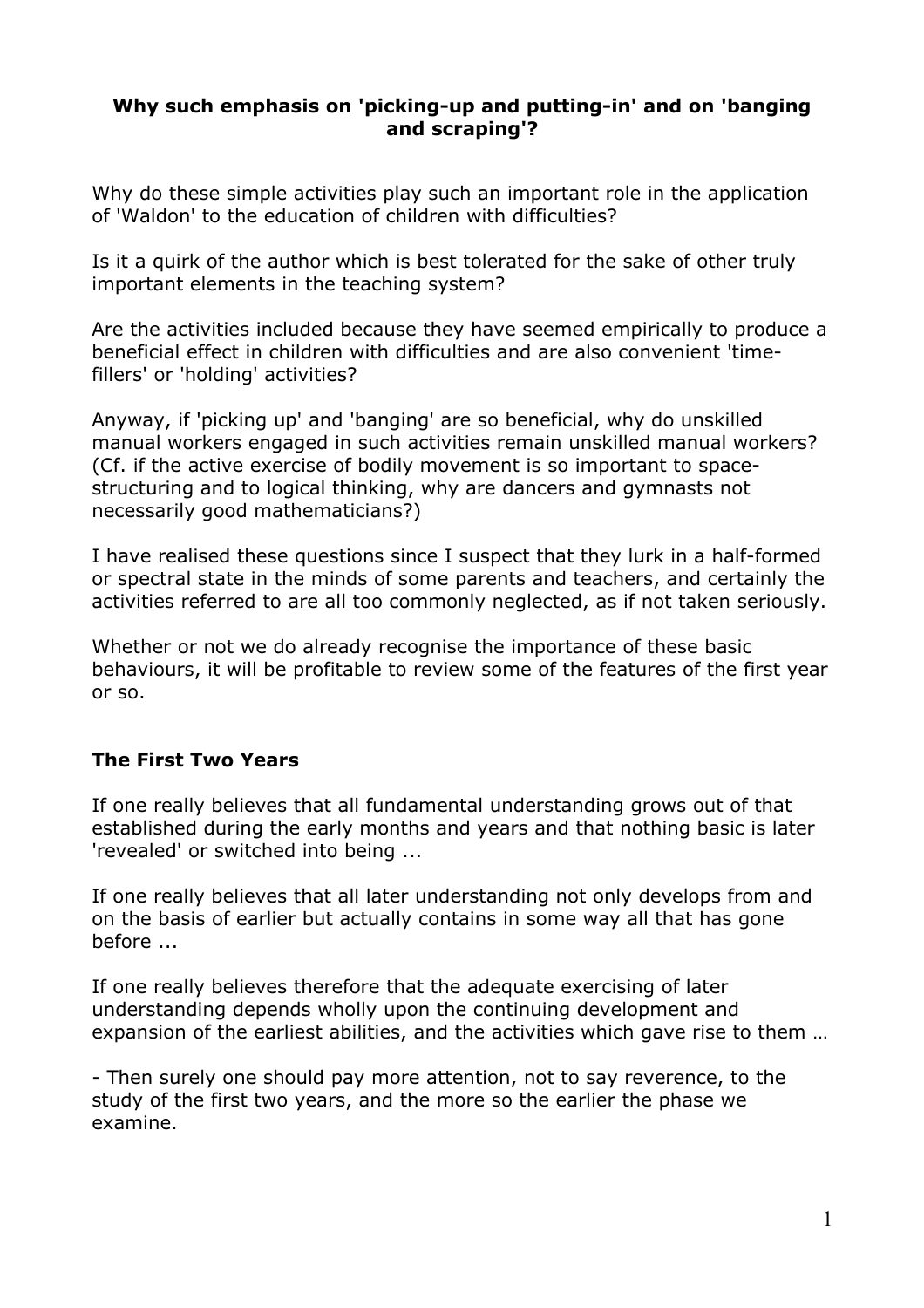**Why such emphasis on 'picking-up and putting-in' and on 'banging and scraping'?**

Why do these simple activities play such an important role in the application of 'Waldon' to the education of children with difficulties?

Is it a quirk of the author which is best tolerated for the sake of other truly important elements in the teaching system?

Are the activities included because they have seemed empirically to produce a beneficial effect in children with difficulties and are also convenient 'time-fillers' or 'holding' activities?

Anyway, if 'picking up' and 'banging' are so beneficial, why do unskilled manual workers engaged in such activities remain unskilled manual workers? (Cf. if the active exercise of bodily movement is so important to space-structuring and to logical thinking, why are dancers and gymnasts not necessarily good mathematicians?)

I have realised these questions since I suspect that they lurk in a half-formed or spectral state in the minds of some parents and teachers, and certainly the activities referred to are all too commonly neglected, as if not taken seriously.

Whether or not we do already recognise the importance of these basic behaviours, it will be profitable to review some of the features of the first year or so.

## The First Two Years

If one really believes that all fundamental understanding grows out of that established during the early months and years and that nothing basic is later 'revealed' or switched into being ...

If one really believes that all later understanding not only develops from and on the basis of earlier but actually contains in some way all that has gone before ...

If one really believes therefore that the adequate exercising of later understanding depends wholly upon the continuing development and expansion of the earliest abilities, and the activities which gave rise to them …

- Then surely one should pay more attention, not to say reverence, to the study of the first two years, and the more so the earlier the phase we examine.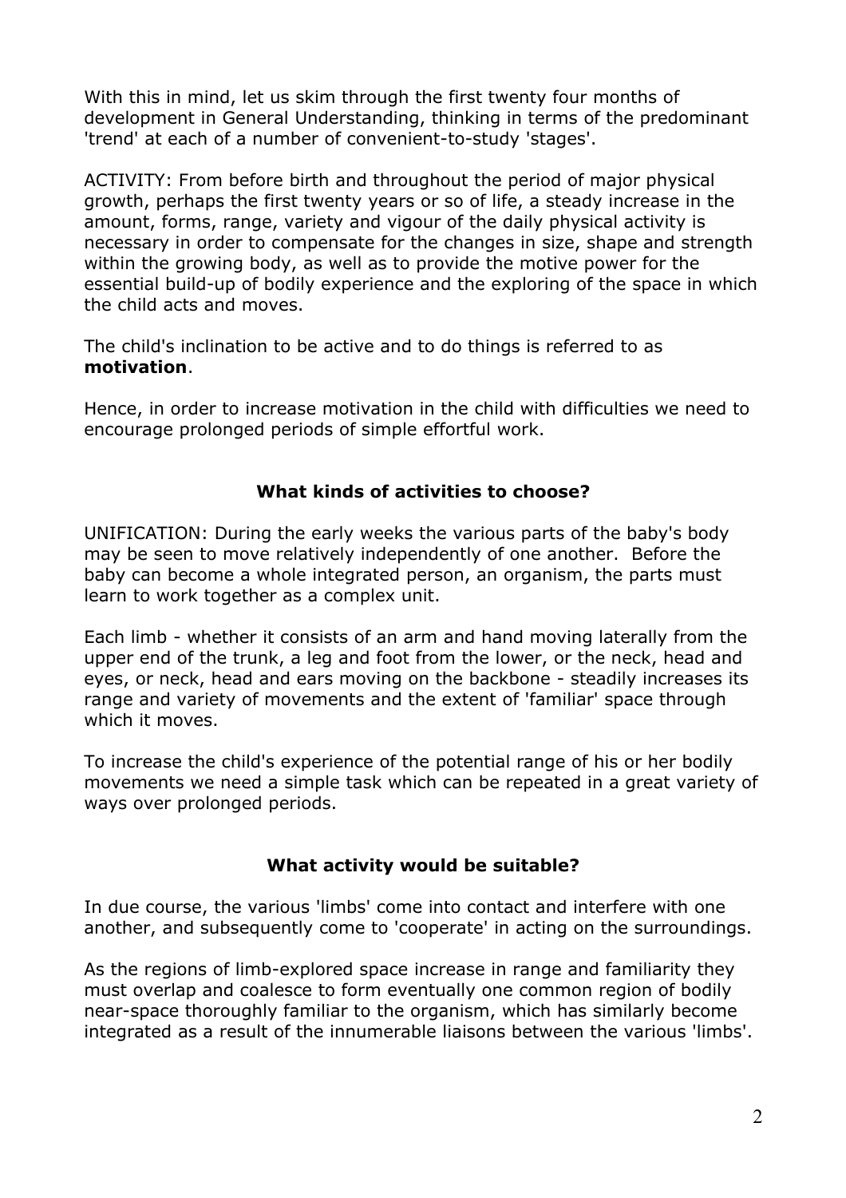With this in mind, let us skim through the first twenty four months of development in General Understanding, thinking in terms of the predominant 'trend' at each of a number of convenient-to-study 'stages'.

ACTIVITY: From before birth and throughout the period of major physical growth, perhaps the first twenty years or so of life, a steady increase in the amount, forms, range, variety and vigour of the daily physical activity is necessary in order to compensate for the changes in size, shape and strength within the growing body, as well as to provide the motive power for the essential build-up of bodily experience and the exploring of the space in which the child acts and moves.

The child's inclination to be active and to do things is referred to as **motivation**.

Hence, in order to increase motivation in the child with difficulties we need to encourage prolonged periods of simple effortful work.

### What kinds of activities to choose?

UNIFICATION: During the early weeks the various parts of the baby's body may be seen to move relatively independently of one another. Before the baby can become a whole integrated person, an organism, the parts must learn to work together as a complex unit.

Each limb - whether it consists of an arm and hand moving laterally from the upper end of the trunk, a leg and foot from the lower, or the neck, head and eyes, or neck, head and ears moving on the backbone - steadily increases its range and variety of movements and the extent of 'familiar' space through which it moves.

To increase the child's experience of the potential range of his or her bodily movements we need a simple task which can be repeated in a great variety of ways over prolonged periods.

### What activity would be suitable?

In due course, the various 'limbs' come into contact and interfere with one another, and subsequently come to 'cooperate' in acting on the surroundings.

As the regions of limb-explored space increase in range and familiarity they must overlap and coalesce to form eventually one common region of bodily near-space thoroughly familiar to the organism, which has similarly become integrated as a result of the innumerable liaisons between the various 'limbs'.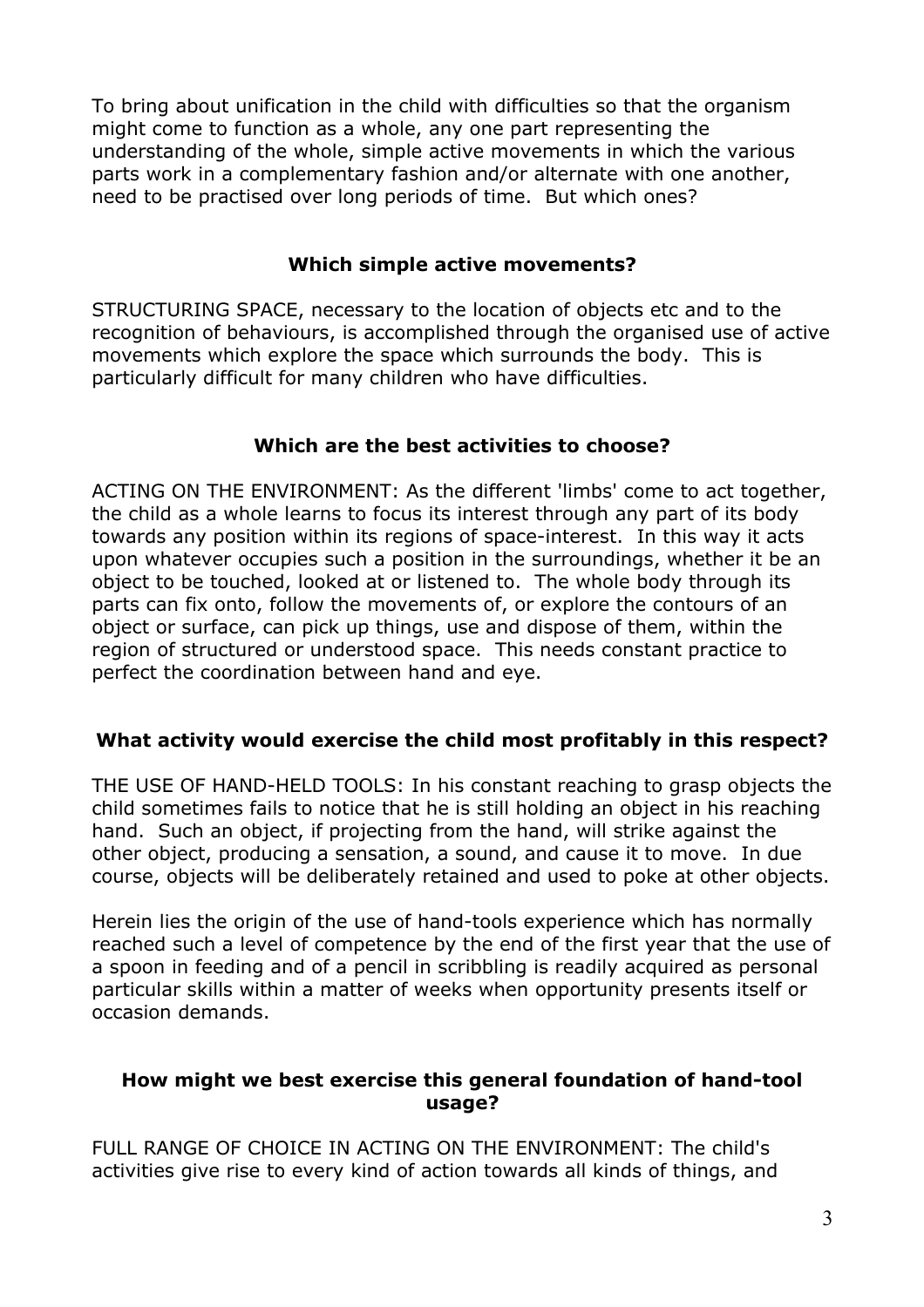To bring about unification in the child with difficulties so that the organism might come to function as a whole, any one part representing the understanding of the whole, simple active movements in which the various parts work in a complementary fashion and/or alternate with one another, need to be practised over long periods of time. But which ones?

### Which simple active movements?

STRUCTURING SPACE, necessary to the location of objects etc and to the recognition of behaviours, is accomplished through the organised use of active movements which explore the space which surrounds the body. This is particularly difficult for many children who have difficulties.

### Which are the best activities to choose?

ACTING ON THE ENVIRONMENT: As the different 'limbs' come to act together, the child as a whole learns to focus its interest through any part of its body towards any position within its regions of space-interest. In this way it acts upon whatever occupies such a position in the surroundings, whether it be an object to be touched, looked at or listened to. The whole body through its parts can fix onto, follow the movements of, or explore the contours of an object or surface, can pick up things, use and dispose of them, within the region of structured or understood space. This needs constant practice to perfect the coordination between hand and eye.

### What activity would exercise the child most profitably in this respect?

THE USE OF HAND-HELD TOOLS: In his constant reaching to grasp objects the child sometimes fails to notice that he is still holding an object in his reaching hand. Such an object, if projecting from the hand, will strike against the other object, producing a sensation, a sound, and cause it to move. In due course, objects will be deliberately retained and used to poke at other objects.

Herein lies the origin of the use of hand-tools experience which has normally reached such a level of competence by the end of the first year that the use of a spoon in feeding and of a pencil in scribbling is readily acquired as personal particular skills within a matter of weeks when opportunity presents itself or occasion demands.

### How might we best exercise this general foundation of hand-tool usage?

FULL RANGE OF CHOICE IN ACTING ON THE ENVIRONMENT: The child's activities give rise to every kind of action towards all kinds of things, and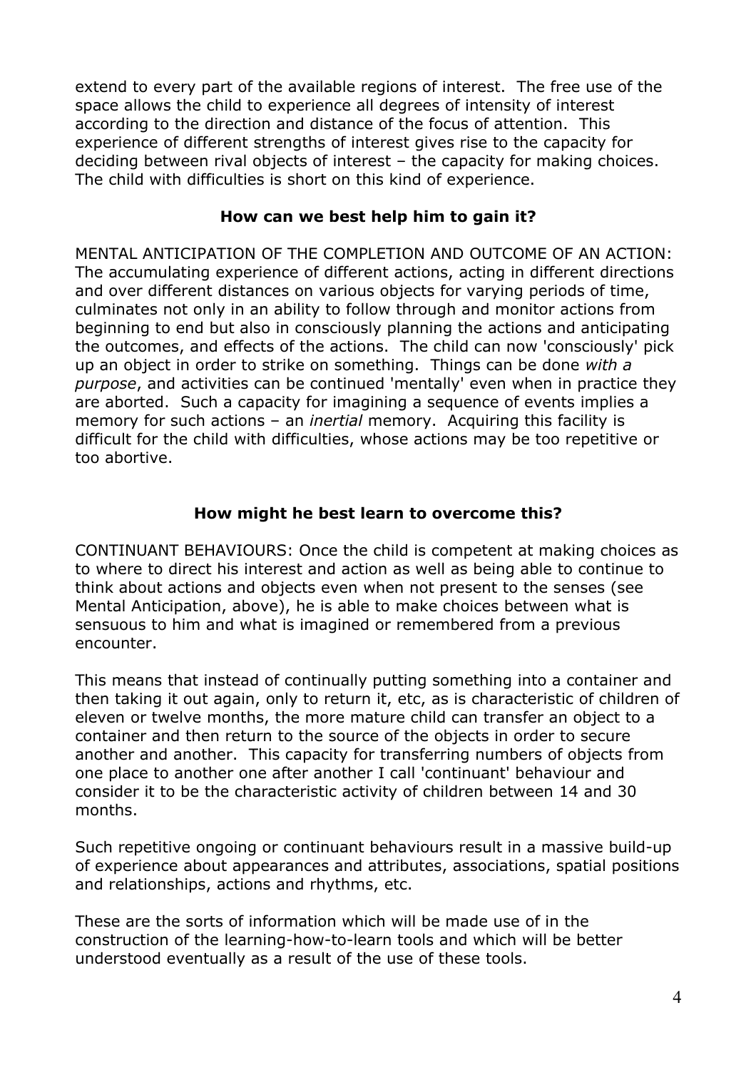extend to every part of the available regions of interest. The free use of the space allows the child to experience all degrees of intensity of interest according to the direction and distance of the focus of attention. This experience of different strengths of interest gives rise to the capacity for deciding between rival objects of interest – the capacity for making choices. The child with difficulties is short on this kind of experience.

**How can we best help him to gain it?**

MENTAL ANTICIPATION OF THE COMPLETION AND OUTCOME OF AN ACTION: The accumulating experience of different actions, acting in different directions and over different distances on various objects for varying periods of time, culminates not only in an ability to follow through and monitor actions from beginning to end but also in consciously planning the actions and anticipating the outcomes, and effects of the actions. The child can now 'consciously' pick up an object in order to strike on something. Things can be done *with a purpose*, and activities can be continued 'mentally' even when in practice they are aborted. Such a capacity for imagining a sequence of events implies a memory for such actions – an *inertial* memory. Acquiring this facility is difficult for the child with difficulties, whose actions may be too repetitive or too abortive.

**How might he best learn to overcome this?**

CONTINUANT BEHAVIOURS: Once the child is competent at making choices as to where to direct his interest and action as well as being able to continue to think about actions and objects even when not present to the senses (see Mental Anticipation, above), he is able to make choices between what is sensuous to him and what is imagined or remembered from a previous encounter.

This means that instead of continually putting something into a container and then taking it out again, only to return it, etc, as is characteristic of children of eleven or twelve months, the more mature child can transfer an object to a container and then return to the source of the objects in order to secure another and another. This capacity for transferring numbers of objects from one place to another one after another I call 'continuant' behaviour and consider it to be the characteristic activity of children between 14 and 30 months.

Such repetitive ongoing or continuant behaviours result in a massive build-up of experience about appearances and attributes, associations, spatial positions and relationships, actions and rhythms, etc.

These are the sorts of information which will be made use of in the construction of the learning-how-to-learn tools and which will be better understood eventually as a result of the use of these tools.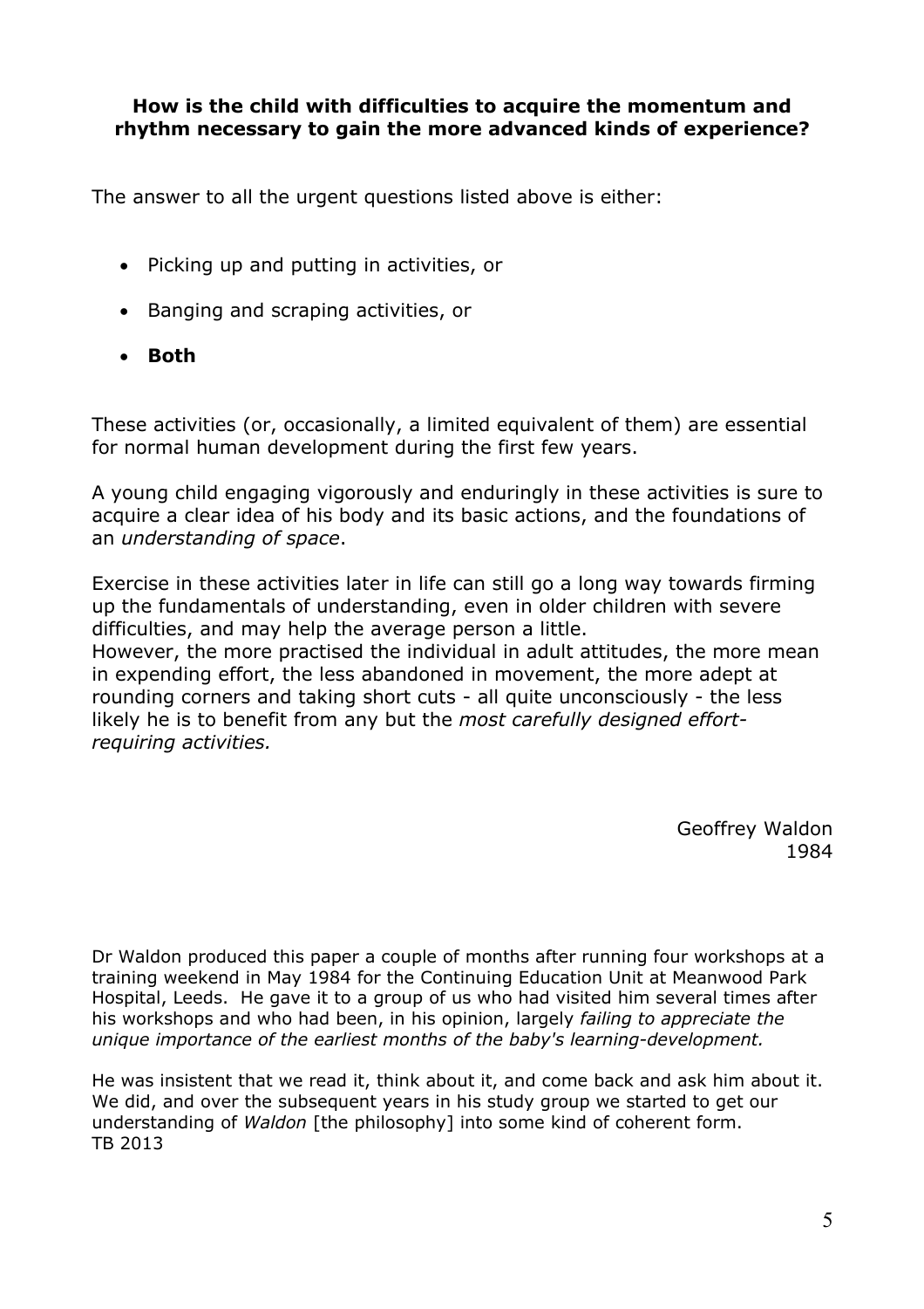**How is the child with difficulties to acquire the momentum and rhythm necessary to gain the more advanced kinds of experience?**

The answer to all the urgent questions listed above is either:

- Picking up and putting in activities, or
- Banging and scraping activities, or
- **Both**

These activities (or, occasionally, a limited equivalent of them) are essential for normal human development during the first few years.

A young child engaging vigorously and enduringly in these activities is sure to acquire a clear idea of his body and its basic actions, and the foundations of an *understanding of space*.

Exercise in these activities later in life can still go a long way towards firming up the fundamentals of understanding, even in older children with severe difficulties, and may help the average person a little.
However, the more practised the individual in adult attitudes, the more mean in expending effort, the less abandoned in movement, the more adept at rounding corners and taking short cuts - all quite unconsciously - the less likely he is to benefit from any but the *most carefully designed effort-requiring activities.*

Geoffrey Waldon
1984

Dr Waldon produced this paper a couple of months after running four workshops at a training weekend in May 1984 for the Continuing Education Unit at Meanwood Park Hospital, Leeds. He gave it to a group of us who had visited him several times after his workshops and who had been, in his opinion, largely *failing to appreciate the unique importance of the earliest months of the baby's learning-development.*

He was insistent that we read it, think about it, and come back and ask him about it. We did, and over the subsequent years in his study group we started to get our understanding of *Waldon* [the philosophy] into some kind of coherent form.
TB 2013